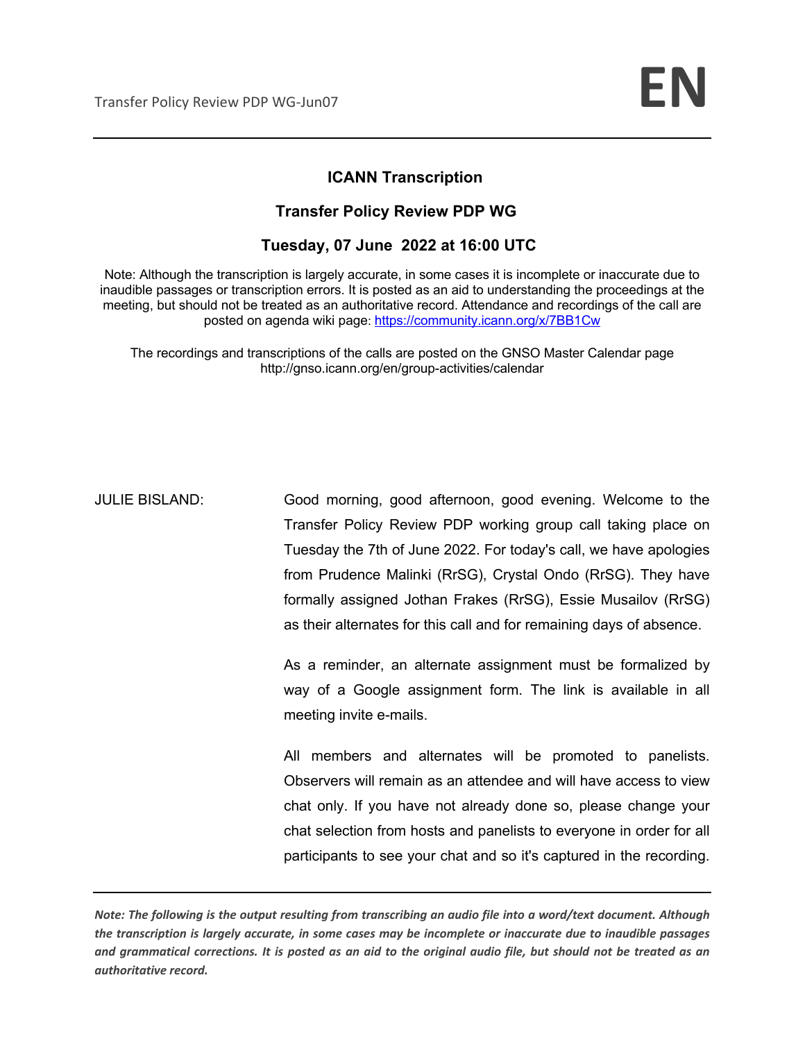**ICANN Transcription**

**Transfer Policy Review PDP WG**

**Tuesday, 07 June 2022 at 16:00 UTC**

Note: Although the transcription is largely accurate, in some cases it is incomplete or inaccurate due to inaudible passages or transcription errors. It is posted as an aid to understanding the proceedings at the meeting, but should not be treated as an authoritative record. Attendance and recordings of the call are posted on agenda wiki page: https://community.icann.org/x/7BB1Cw

The recordings and transcriptions of the calls are posted on the GNSO Master Calendar page http://gnso.icann.org/en/group-activities/calendar

JULIE BISLAND: Good morning, good afternoon, good evening. Welcome to the Transfer Policy Review PDP working group call taking place on Tuesday the 7th of June 2022. For today's call, we have apologies from Prudence Malinki (RrSG), Crystal Ondo (RrSG). They have formally assigned Jothan Frakes (RrSG), Essie Musailov (RrSG) as their alternates for this call and for remaining days of absence.

As a reminder, an alternate assignment must be formalized by way of a Google assignment form. The link is available in all meeting invite e-mails.

All members and alternates will be promoted to panelists. Observers will remain as an attendee and will have access to view chat only. If you have not already done so, please change your chat selection from hosts and panelists to everyone in order for all participants to see your chat and so it's captured in the recording.

***Note: The following is the output resulting from transcribing an audio file into a word/text document. Although the transcription is largely accurate, in some cases may be incomplete or inaccurate due to inaudible passages and grammatical corrections. It is posted as an aid to the original audio file, but should not be treated as an authoritative record.***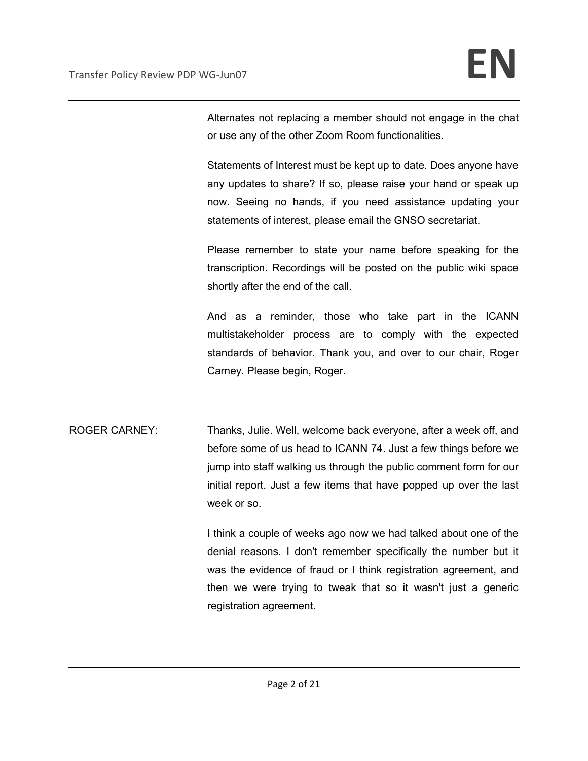Alternates not replacing a member should not engage in the chat or use any of the other Zoom Room functionalities.

Statements of Interest must be kept up to date. Does anyone have any updates to share? If so, please raise your hand or speak up now. Seeing no hands, if you need assistance updating your statements of interest, please email the GNSO secretariat.

Please remember to state your name before speaking for the transcription. Recordings will be posted on the public wiki space shortly after the end of the call.

And as a reminder, those who take part in the ICANN multistakeholder process are to comply with the expected standards of behavior. Thank you, and over to our chair, Roger Carney. Please begin, Roger.

ROGER CARNEY: Thanks, Julie. Well, welcome back everyone, after a week off, and before some of us head to ICANN 74. Just a few things before we jump into staff walking us through the public comment form for our initial report. Just a few items that have popped up over the last week or so.

I think a couple of weeks ago now we had talked about one of the denial reasons. I don't remember specifically the number but it was the evidence of fraud or I think registration agreement, and then we were trying to tweak that so it wasn't just a generic registration agreement.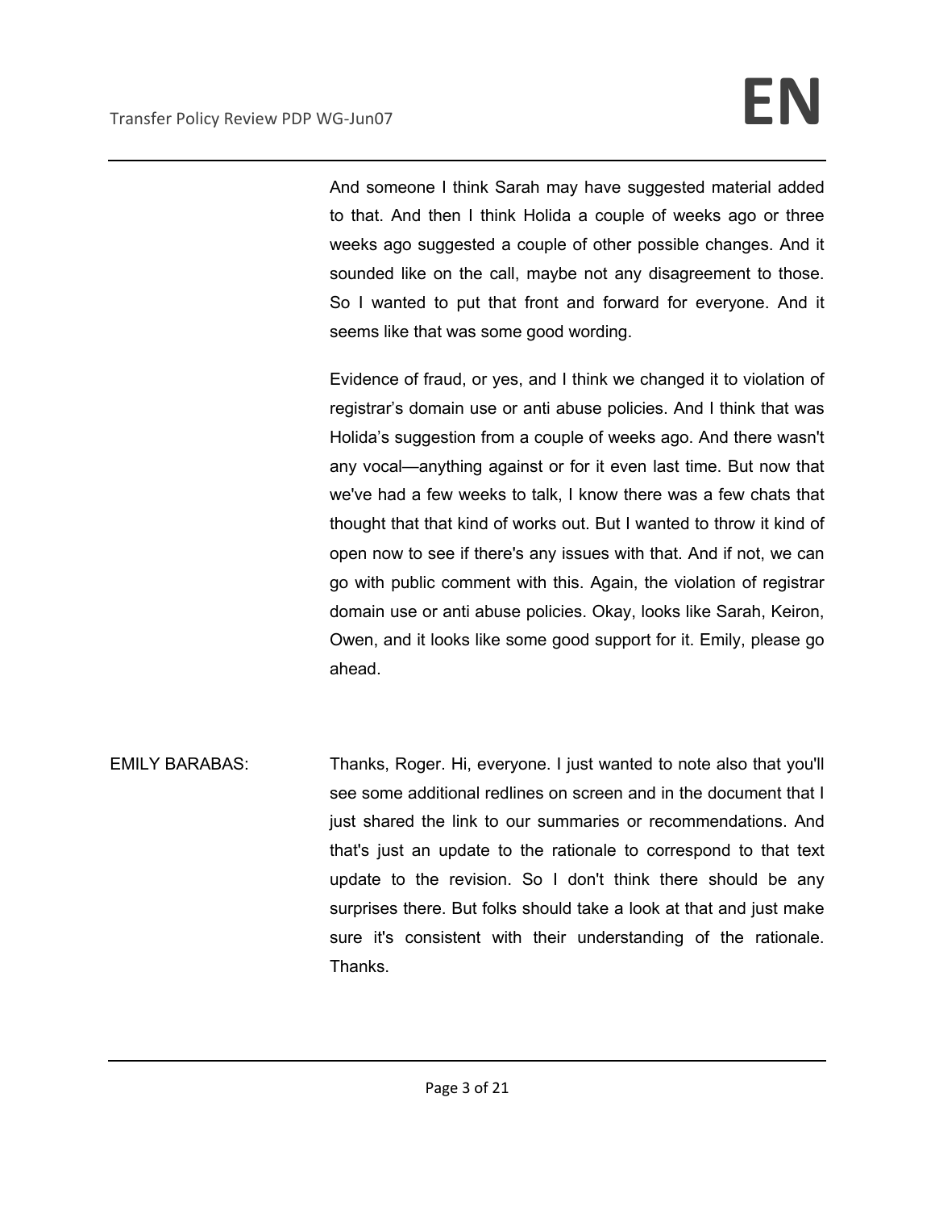And someone I think Sarah may have suggested material added to that. And then I think Holida a couple of weeks ago or three weeks ago suggested a couple of other possible changes. And it sounded like on the call, maybe not any disagreement to those. So I wanted to put that front and forward for everyone. And it seems like that was some good wording.

Evidence of fraud, or yes, and I think we changed it to violation of registrar's domain use or anti abuse policies. And I think that was Holida's suggestion from a couple of weeks ago. And there wasn't any vocal—anything against or for it even last time. But now that we've had a few weeks to talk, I know there was a few chats that thought that that kind of works out. But I wanted to throw it kind of open now to see if there's any issues with that. And if not, we can go with public comment with this. Again, the violation of registrar domain use or anti abuse policies. Okay, looks like Sarah, Keiron, Owen, and it looks like some good support for it. Emily, please go ahead.

EMILY BARABAS: Thanks, Roger. Hi, everyone. I just wanted to note also that you'll see some additional redlines on screen and in the document that I just shared the link to our summaries or recommendations. And that's just an update to the rationale to correspond to that text update to the revision. So I don't think there should be any surprises there. But folks should take a look at that and just make sure it's consistent with their understanding of the rationale. Thanks.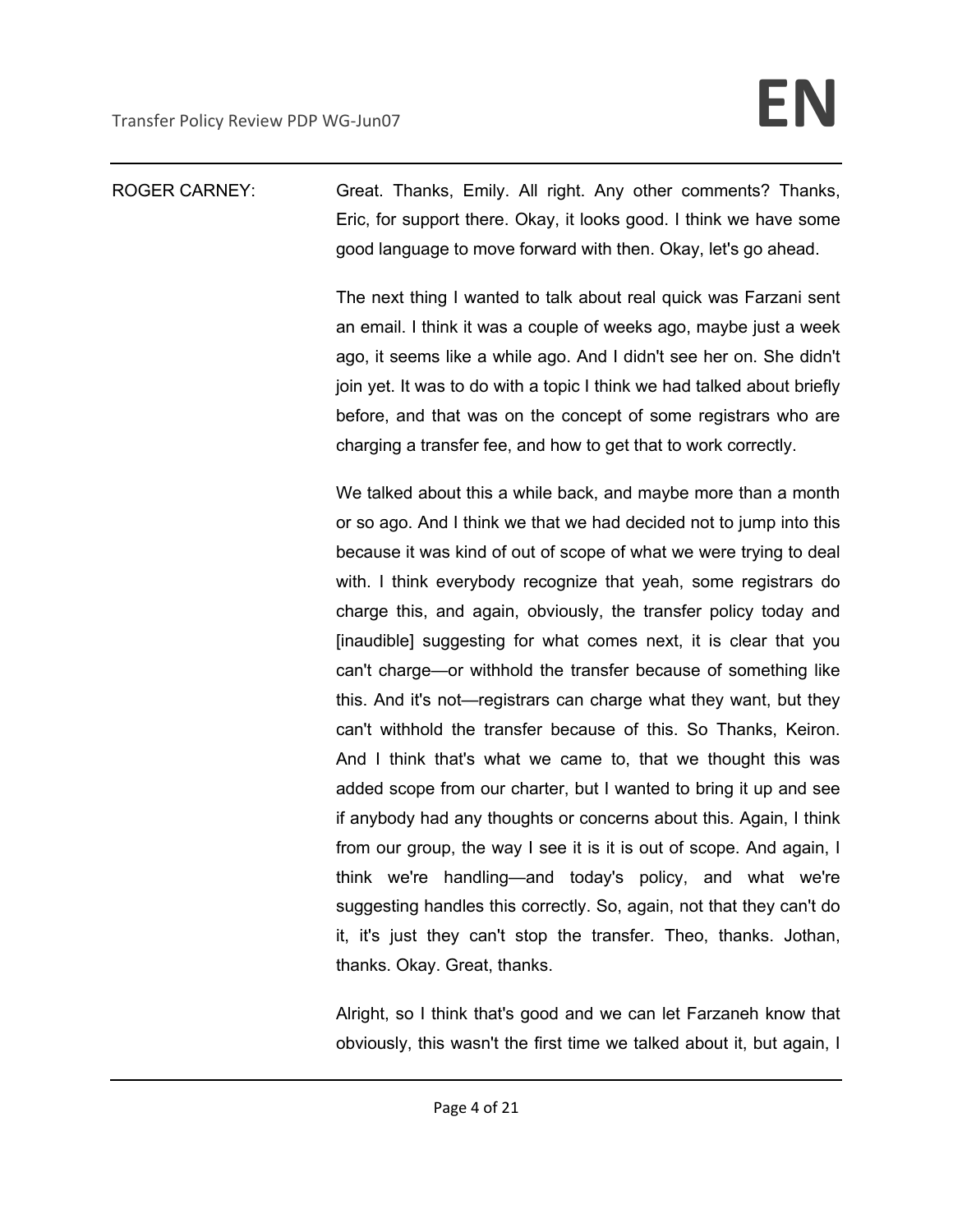ROGER CARNEY: Great. Thanks, Emily. All right. Any other comments? Thanks, Eric, for support there. Okay, it looks good. I think we have some good language to move forward with then. Okay, let's go ahead.

The next thing I wanted to talk about real quick was Farzani sent an email. I think it was a couple of weeks ago, maybe just a week ago, it seems like a while ago. And I didn't see her on. She didn't join yet. It was to do with a topic I think we had talked about briefly before, and that was on the concept of some registrars who are charging a transfer fee, and how to get that to work correctly.

We talked about this a while back, and maybe more than a month or so ago. And I think we that we had decided not to jump into this because it was kind of out of scope of what we were trying to deal with. I think everybody recognize that yeah, some registrars do charge this, and again, obviously, the transfer policy today and [inaudible] suggesting for what comes next, it is clear that you can't charge—or withhold the transfer because of something like this. And it's not—registrars can charge what they want, but they can't withhold the transfer because of this. So Thanks, Keiron. And I think that's what we came to, that we thought this was added scope from our charter, but I wanted to bring it up and see if anybody had any thoughts or concerns about this. Again, I think from our group, the way I see it is it is out of scope. And again, I think we're handling—and today's policy, and what we're suggesting handles this correctly. So, again, not that they can't do it, it's just they can't stop the transfer. Theo, thanks. Jothan, thanks. Okay. Great, thanks.

Alright, so I think that's good and we can let Farzaneh know that obviously, this wasn't the first time we talked about it, but again, I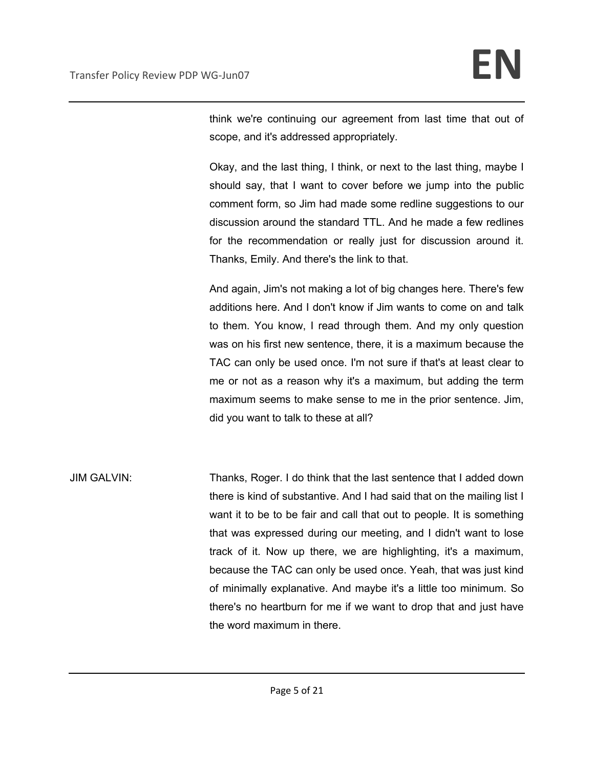think we're continuing our agreement from last time that out of scope, and it's addressed appropriately.

Okay, and the last thing, I think, or next to the last thing, maybe I should say, that I want to cover before we jump into the public comment form, so Jim had made some redline suggestions to our discussion around the standard TTL. And he made a few redlines for the recommendation or really just for discussion around it. Thanks, Emily. And there's the link to that.

And again, Jim's not making a lot of big changes here. There's few additions here. And I don't know if Jim wants to come on and talk to them. You know, I read through them. And my only question was on his first new sentence, there, it is a maximum because the TAC can only be used once. I'm not sure if that's at least clear to me or not as a reason why it's a maximum, but adding the term maximum seems to make sense to me in the prior sentence. Jim, did you want to talk to these at all?

JIM GALVIN: Thanks, Roger. I do think that the last sentence that I added down there is kind of substantive. And I had said that on the mailing list I want it to be to be fair and call that out to people. It is something that was expressed during our meeting, and I didn't want to lose track of it. Now up there, we are highlighting, it's a maximum, because the TAC can only be used once. Yeah, that was just kind of minimally explanative. And maybe it's a little too minimum. So there's no heartburn for me if we want to drop that and just have the word maximum in there.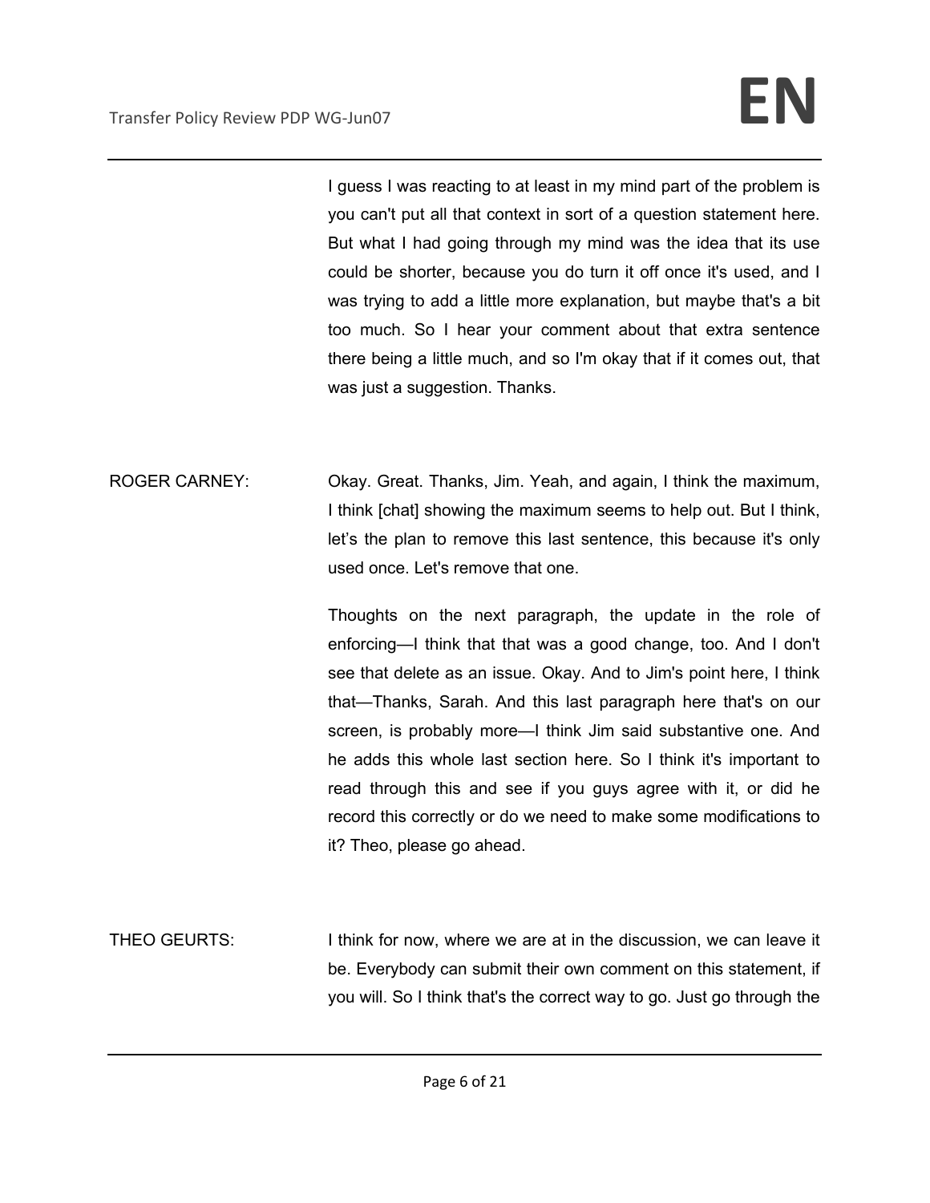I guess I was reacting to at least in my mind part of the problem is you can't put all that context in sort of a question statement here. But what I had going through my mind was the idea that its use could be shorter, because you do turn it off once it's used, and I was trying to add a little more explanation, but maybe that's a bit too much. So I hear your comment about that extra sentence there being a little much, and so I'm okay that if it comes out, that was just a suggestion. Thanks.

ROGER CARNEY: Okay. Great. Thanks, Jim. Yeah, and again, I think the maximum, I think [chat] showing the maximum seems to help out. But I think, let's the plan to remove this last sentence, this because it's only used once. Let's remove that one.

Thoughts on the next paragraph, the update in the role of enforcing—I think that that was a good change, too. And I don't see that delete as an issue. Okay. And to Jim's point here, I think that—Thanks, Sarah. And this last paragraph here that's on our screen, is probably more—I think Jim said substantive one. And he adds this whole last section here. So I think it's important to read through this and see if you guys agree with it, or did he record this correctly or do we need to make some modifications to it? Theo, please go ahead.

THEO GEURTS: I think for now, where we are at in the discussion, we can leave it be. Everybody can submit their own comment on this statement, if you will. So I think that's the correct way to go. Just go through the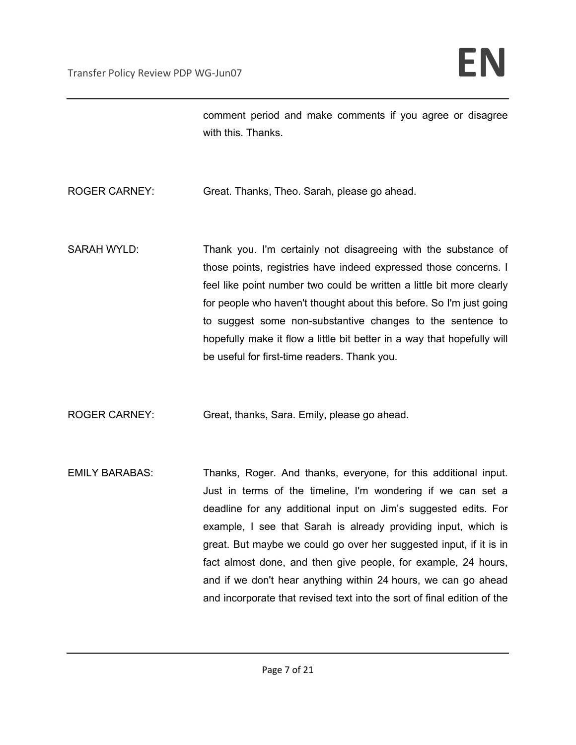comment period and make comments if you agree or disagree with this. Thanks.

ROGER CARNEY: Great. Thanks, Theo. Sarah, please go ahead.

SARAH WYLD: Thank you. I'm certainly not disagreeing with the substance of those points, registries have indeed expressed those concerns. I feel like point number two could be written a little bit more clearly for people who haven't thought about this before. So I'm just going to suggest some non-substantive changes to the sentence to hopefully make it flow a little bit better in a way that hopefully will be useful for first-time readers. Thank you.

ROGER CARNEY: Great, thanks, Sara. Emily, please go ahead.

EMILY BARABAS: Thanks, Roger. And thanks, everyone, for this additional input. Just in terms of the timeline, I'm wondering if we can set a deadline for any additional input on Jim's suggested edits. For example, I see that Sarah is already providing input, which is great. But maybe we could go over her suggested input, if it is in fact almost done, and then give people, for example, 24 hours, and if we don't hear anything within 24 hours, we can go ahead and incorporate that revised text into the sort of final edition of the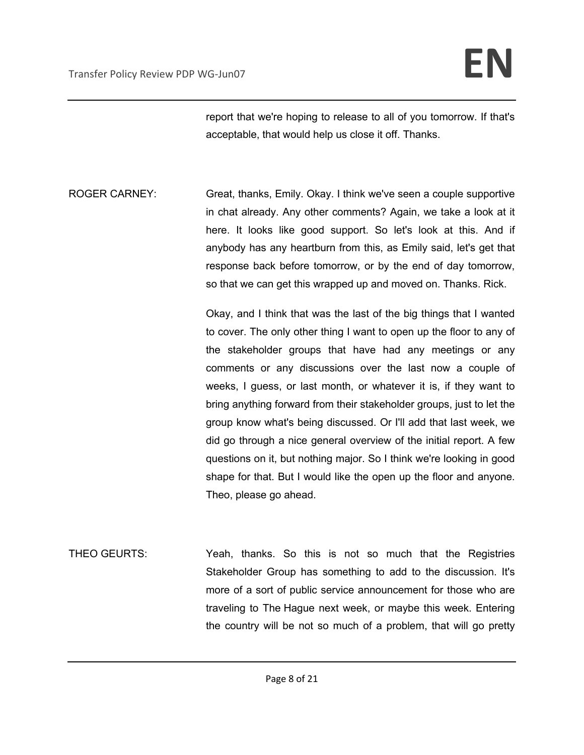report that we're hoping to release to all of you tomorrow. If that's acceptable, that would help us close it off. Thanks.

ROGER CARNEY: Great, thanks, Emily. Okay. I think we've seen a couple supportive in chat already. Any other comments? Again, we take a look at it here. It looks like good support. So let's look at this. And if anybody has any heartburn from this, as Emily said, let's get that response back before tomorrow, or by the end of day tomorrow, so that we can get this wrapped up and moved on. Thanks. Rick.

Okay, and I think that was the last of the big things that I wanted to cover. The only other thing I want to open up the floor to any of the stakeholder groups that have had any meetings or any comments or any discussions over the last now a couple of weeks, I guess, or last month, or whatever it is, if they want to bring anything forward from their stakeholder groups, just to let the group know what's being discussed. Or I'll add that last week, we did go through a nice general overview of the initial report. A few questions on it, but nothing major. So I think we're looking in good shape for that. But I would like the open up the floor and anyone. Theo, please go ahead.

THEO GEURTS: Yeah, thanks. So this is not so much that the Registries Stakeholder Group has something to add to the discussion. It's more of a sort of public service announcement for those who are traveling to The Hague next week, or maybe this week. Entering the country will be not so much of a problem, that will go pretty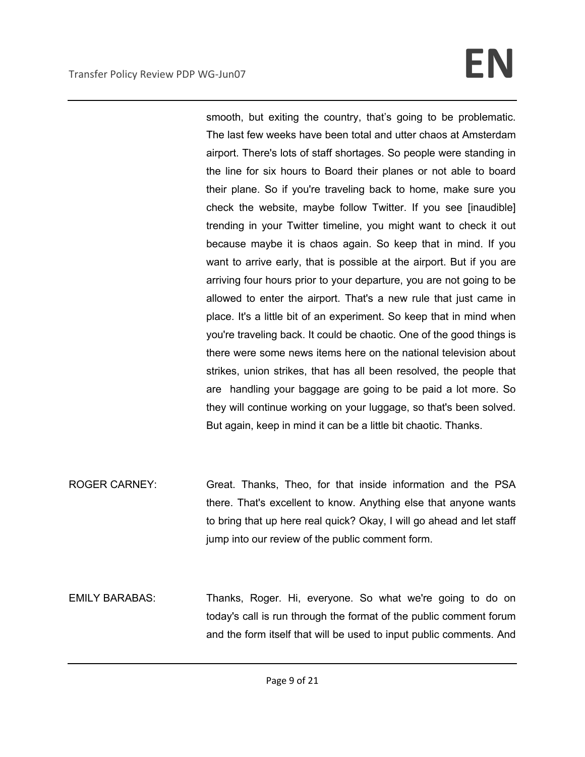smooth, but exiting the country, that's going to be problematic. The last few weeks have been total and utter chaos at Amsterdam airport. There's lots of staff shortages. So people were standing in the line for six hours to Board their planes or not able to board their plane. So if you're traveling back to home, make sure you check the website, maybe follow Twitter. If you see [inaudible] trending in your Twitter timeline, you might want to check it out because maybe it is chaos again. So keep that in mind. If you want to arrive early, that is possible at the airport. But if you are arriving four hours prior to your departure, you are not going to be allowed to enter the airport. That's a new rule that just came in place. It's a little bit of an experiment. So keep that in mind when you're traveling back. It could be chaotic. One of the good things is there were some news items here on the national television about strikes, union strikes, that has all been resolved, the people that are handling your baggage are going to be paid a lot more. So they will continue working on your luggage, so that's been solved. But again, keep in mind it can be a little bit chaotic. Thanks.

ROGER CARNEY: Great. Thanks, Theo, for that inside information and the PSA there. That's excellent to know. Anything else that anyone wants to bring that up here real quick? Okay, I will go ahead and let staff jump into our review of the public comment form.

EMILY BARABAS: Thanks, Roger. Hi, everyone. So what we're going to do on today's call is run through the format of the public comment forum and the form itself that will be used to input public comments. And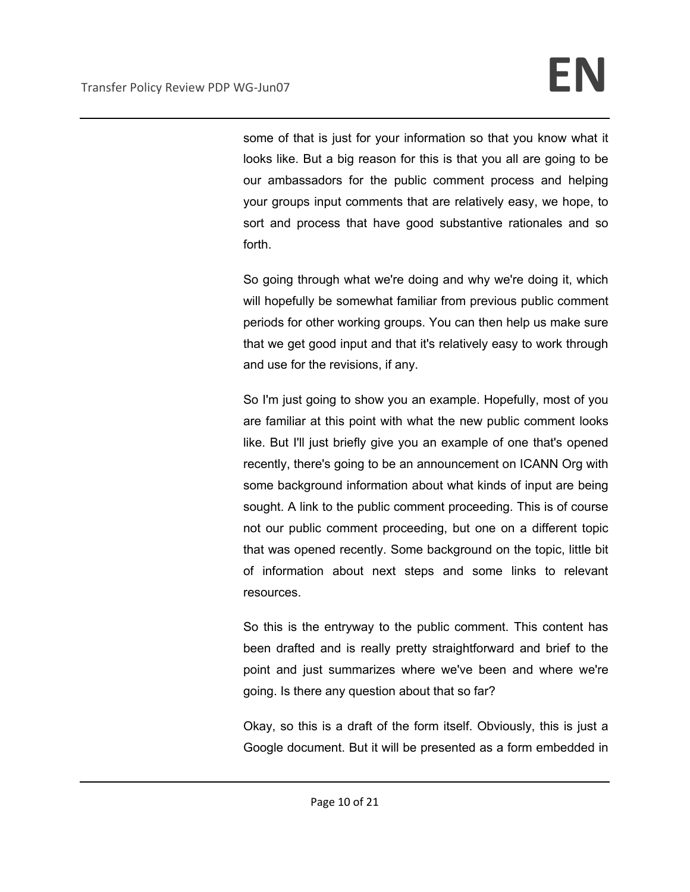some of that is just for your information so that you know what it looks like. But a big reason for this is that you all are going to be our ambassadors for the public comment process and helping your groups input comments that are relatively easy, we hope, to sort and process that have good substantive rationales and so forth.

So going through what we're doing and why we're doing it, which will hopefully be somewhat familiar from previous public comment periods for other working groups. You can then help us make sure that we get good input and that it's relatively easy to work through and use for the revisions, if any.

So I'm just going to show you an example. Hopefully, most of you are familiar at this point with what the new public comment looks like. But I'll just briefly give you an example of one that's opened recently, there's going to be an announcement on ICANN Org with some background information about what kinds of input are being sought. A link to the public comment proceeding. This is of course not our public comment proceeding, but one on a different topic that was opened recently. Some background on the topic, little bit of information about next steps and some links to relevant resources.

So this is the entryway to the public comment. This content has been drafted and is really pretty straightforward and brief to the point and just summarizes where we've been and where we're going. Is there any question about that so far?

Okay, so this is a draft of the form itself. Obviously, this is just a Google document. But it will be presented as a form embedded in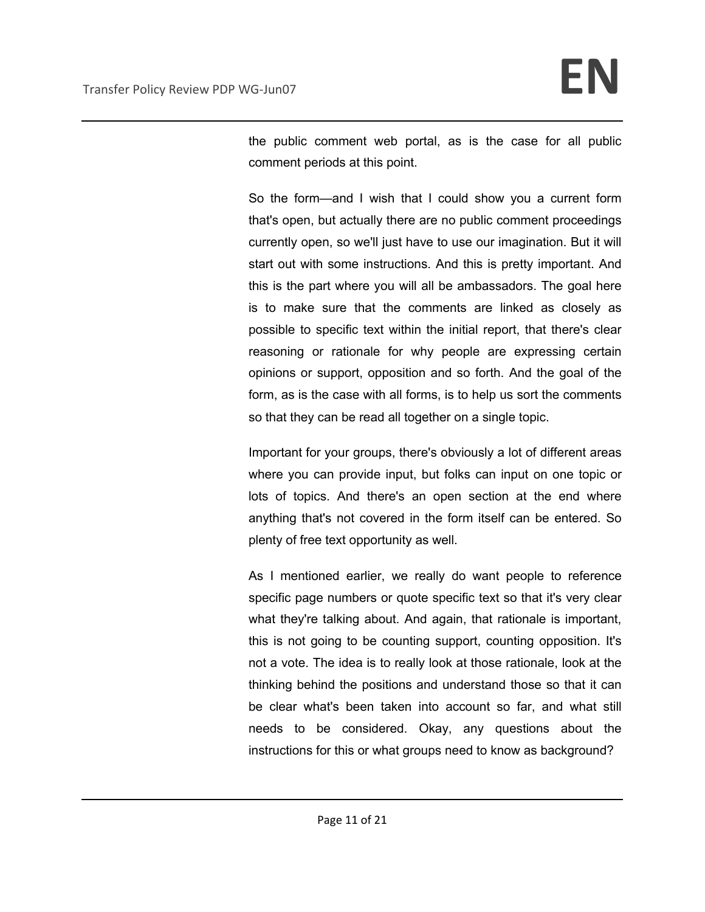the public comment web portal, as is the case for all public comment periods at this point.

So the form—and I wish that I could show you a current form that's open, but actually there are no public comment proceedings currently open, so we'll just have to use our imagination. But it will start out with some instructions. And this is pretty important. And this is the part where you will all be ambassadors. The goal here is to make sure that the comments are linked as closely as possible to specific text within the initial report, that there's clear reasoning or rationale for why people are expressing certain opinions or support, opposition and so forth. And the goal of the form, as is the case with all forms, is to help us sort the comments so that they can be read all together on a single topic.

Important for your groups, there's obviously a lot of different areas where you can provide input, but folks can input on one topic or lots of topics. And there's an open section at the end where anything that's not covered in the form itself can be entered. So plenty of free text opportunity as well.

As I mentioned earlier, we really do want people to reference specific page numbers or quote specific text so that it's very clear what they're talking about. And again, that rationale is important, this is not going to be counting support, counting opposition. It's not a vote. The idea is to really look at those rationale, look at the thinking behind the positions and understand those so that it can be clear what's been taken into account so far, and what still needs to be considered. Okay, any questions about the instructions for this or what groups need to know as background?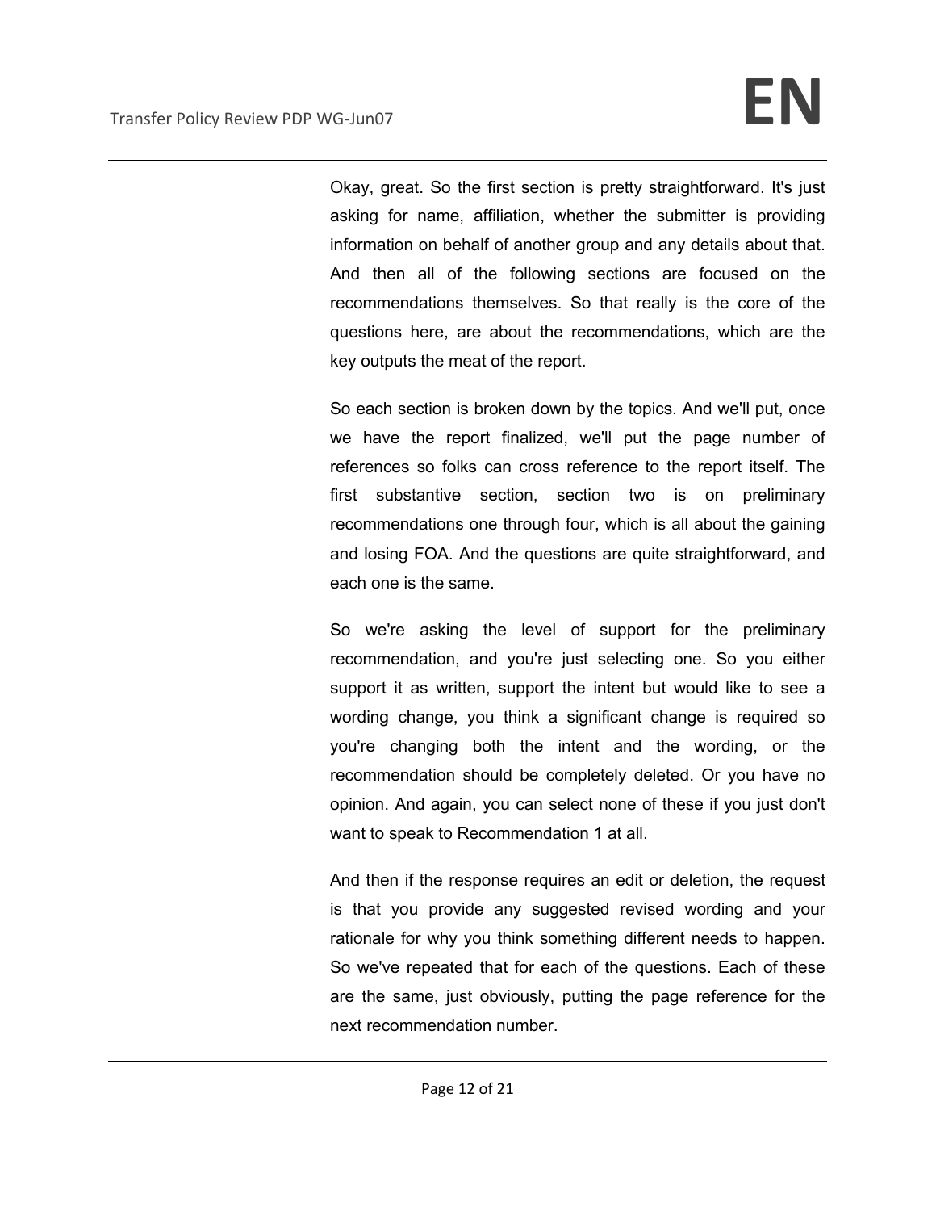Okay, great. So the first section is pretty straightforward. It's just asking for name, affiliation, whether the submitter is providing information on behalf of another group and any details about that. And then all of the following sections are focused on the recommendations themselves. So that really is the core of the questions here, are about the recommendations, which are the key outputs the meat of the report.

So each section is broken down by the topics. And we'll put, once we have the report finalized, we'll put the page number of references so folks can cross reference to the report itself. The first substantive section, section two is on preliminary recommendations one through four, which is all about the gaining and losing FOA. And the questions are quite straightforward, and each one is the same.

So we're asking the level of support for the preliminary recommendation, and you're just selecting one. So you either support it as written, support the intent but would like to see a wording change, you think a significant change is required so you're changing both the intent and the wording, or the recommendation should be completely deleted. Or you have no opinion. And again, you can select none of these if you just don't want to speak to Recommendation 1 at all.

And then if the response requires an edit or deletion, the request is that you provide any suggested revised wording and your rationale for why you think something different needs to happen. So we've repeated that for each of the questions. Each of these are the same, just obviously, putting the page reference for the next recommendation number.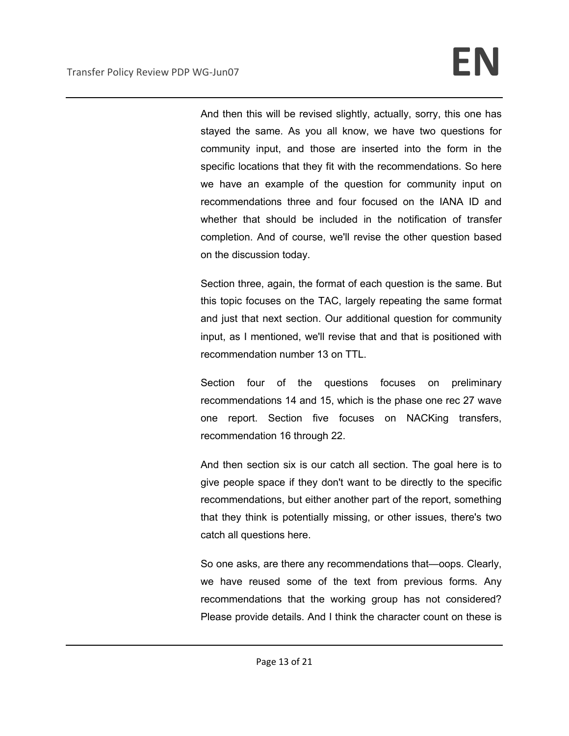And then this will be revised slightly, actually, sorry, this one has stayed the same. As you all know, we have two questions for community input, and those are inserted into the form in the specific locations that they fit with the recommendations. So here we have an example of the question for community input on recommendations three and four focused on the IANA ID and whether that should be included in the notification of transfer completion. And of course, we'll revise the other question based on the discussion today.

Section three, again, the format of each question is the same. But this topic focuses on the TAC, largely repeating the same format and just that next section. Our additional question for community input, as I mentioned, we'll revise that and that is positioned with recommendation number 13 on TTL.

Section four of the questions focuses on preliminary recommendations 14 and 15, which is the phase one rec 27 wave one report. Section five focuses on NACKing transfers, recommendation 16 through 22.

And then section six is our catch all section. The goal here is to give people space if they don't want to be directly to the specific recommendations, but either another part of the report, something that they think is potentially missing, or other issues, there's two catch all questions here.

So one asks, are there any recommendations that—oops. Clearly, we have reused some of the text from previous forms. Any recommendations that the working group has not considered? Please provide details. And I think the character count on these is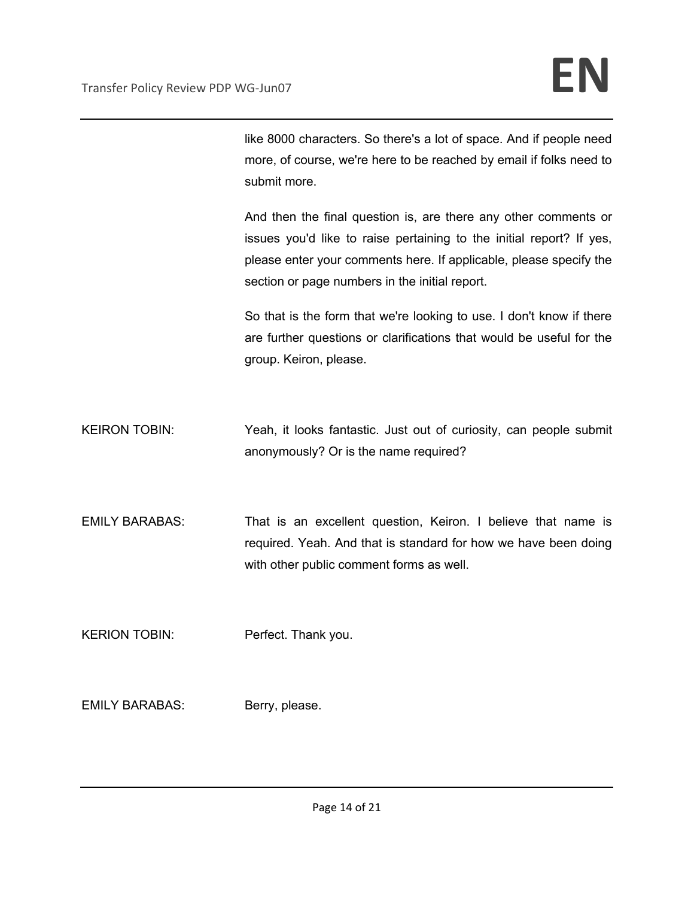like 8000 characters. So there's a lot of space. And if people need more, of course, we're here to be reached by email if folks need to submit more.

And then the final question is, are there any other comments or issues you'd like to raise pertaining to the initial report? If yes, please enter your comments here. If applicable, please specify the section or page numbers in the initial report.

So that is the form that we're looking to use. I don't know if there are further questions or clarifications that would be useful for the group. Keiron, please.

KEIRON TOBIN: Yeah, it looks fantastic. Just out of curiosity, can people submit anonymously? Or is the name required?

EMILY BARABAS: That is an excellent question, Keiron. I believe that name is required. Yeah. And that is standard for how we have been doing with other public comment forms as well.

KERION TOBIN: Perfect. Thank you.

EMILY BARABAS: Berry, please.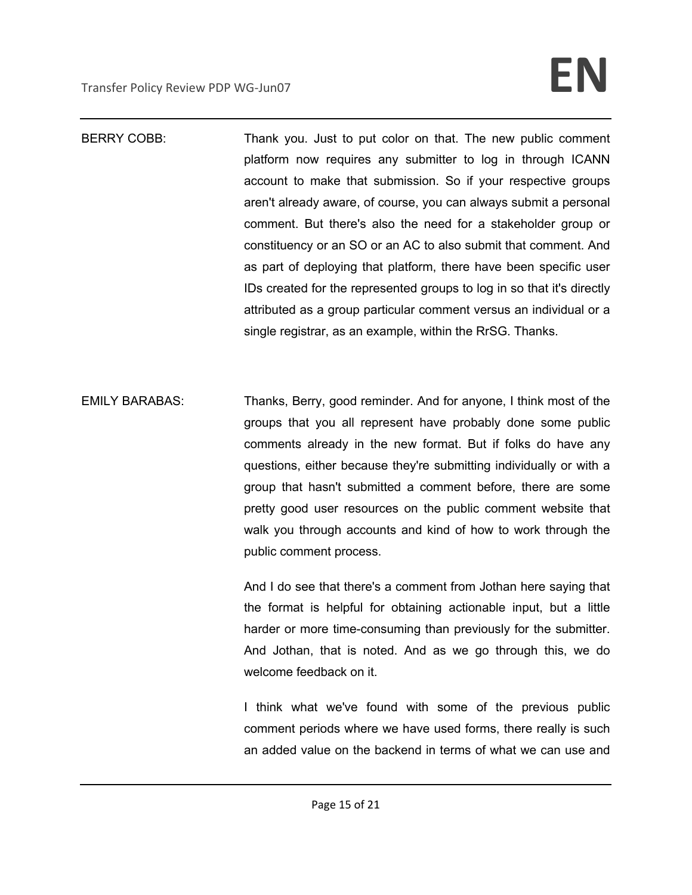BERRY COBB: Thank you. Just to put color on that. The new public comment platform now requires any submitter to log in through ICANN account to make that submission. So if your respective groups aren't already aware, of course, you can always submit a personal comment. But there's also the need for a stakeholder group or constituency or an SO or an AC to also submit that comment. And as part of deploying that platform, there have been specific user IDs created for the represented groups to log in so that it's directly attributed as a group particular comment versus an individual or a single registrar, as an example, within the RrSG. Thanks.

EMILY BARABAS: Thanks, Berry, good reminder. And for anyone, I think most of the groups that you all represent have probably done some public comments already in the new format. But if folks do have any questions, either because they're submitting individually or with a group that hasn't submitted a comment before, there are some pretty good user resources on the public comment website that walk you through accounts and kind of how to work through the public comment process.

And I do see that there's a comment from Jothan here saying that the format is helpful for obtaining actionable input, but a little harder or more time-consuming than previously for the submitter. And Jothan, that is noted. And as we go through this, we do welcome feedback on it.

I think what we've found with some of the previous public comment periods where we have used forms, there really is such an added value on the backend in terms of what we can use and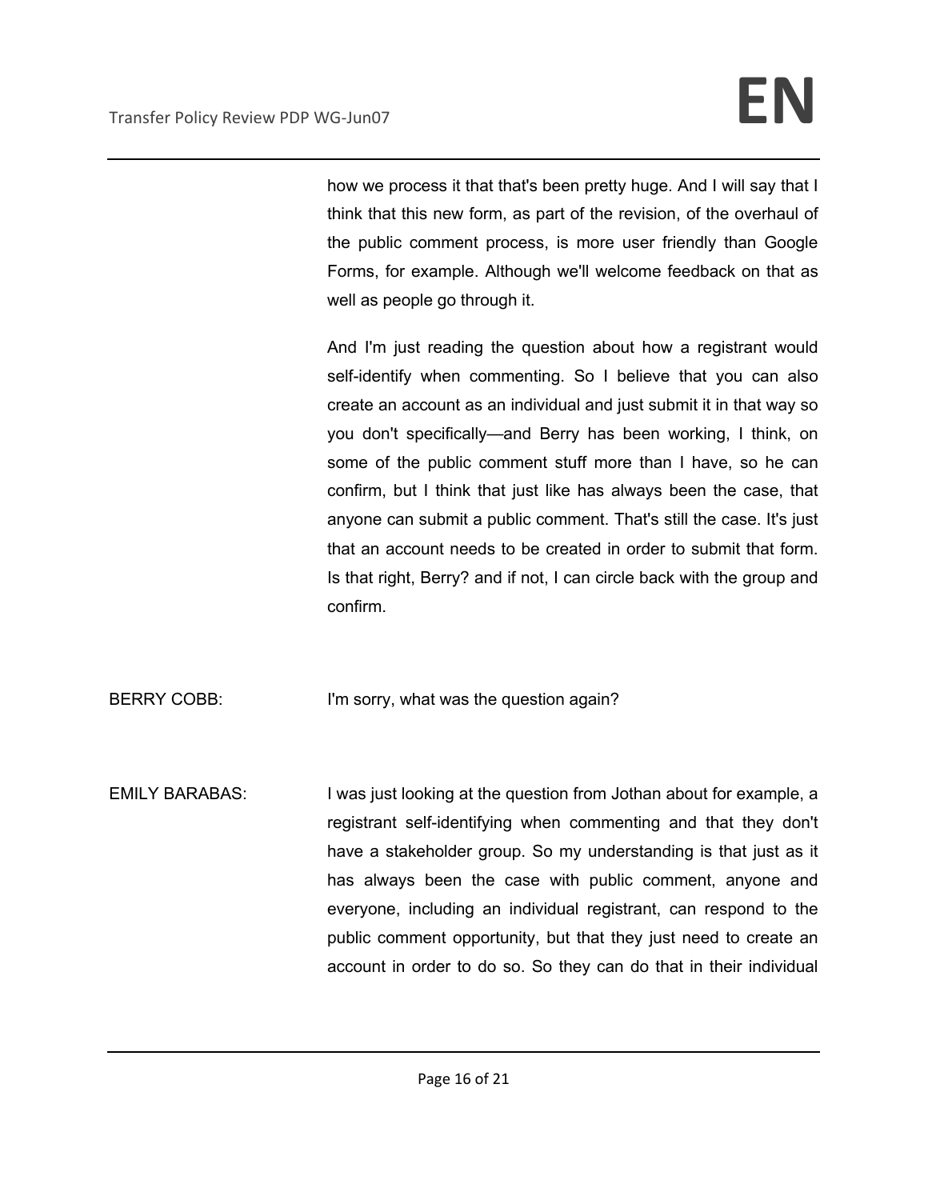how we process it that that's been pretty huge. And I will say that I think that this new form, as part of the revision, of the overhaul of the public comment process, is more user friendly than Google Forms, for example. Although we'll welcome feedback on that as well as people go through it.

And I'm just reading the question about how a registrant would self-identify when commenting. So I believe that you can also create an account as an individual and just submit it in that way so you don't specifically—and Berry has been working, I think, on some of the public comment stuff more than I have, so he can confirm, but I think that just like has always been the case, that anyone can submit a public comment. That's still the case. It's just that an account needs to be created in order to submit that form. Is that right, Berry? and if not, I can circle back with the group and confirm.

BERRY COBB: I'm sorry, what was the question again?

EMILY BARABAS: I was just looking at the question from Jothan about for example, a registrant self-identifying when commenting and that they don't have a stakeholder group. So my understanding is that just as it has always been the case with public comment, anyone and everyone, including an individual registrant, can respond to the public comment opportunity, but that they just need to create an account in order to do so. So they can do that in their individual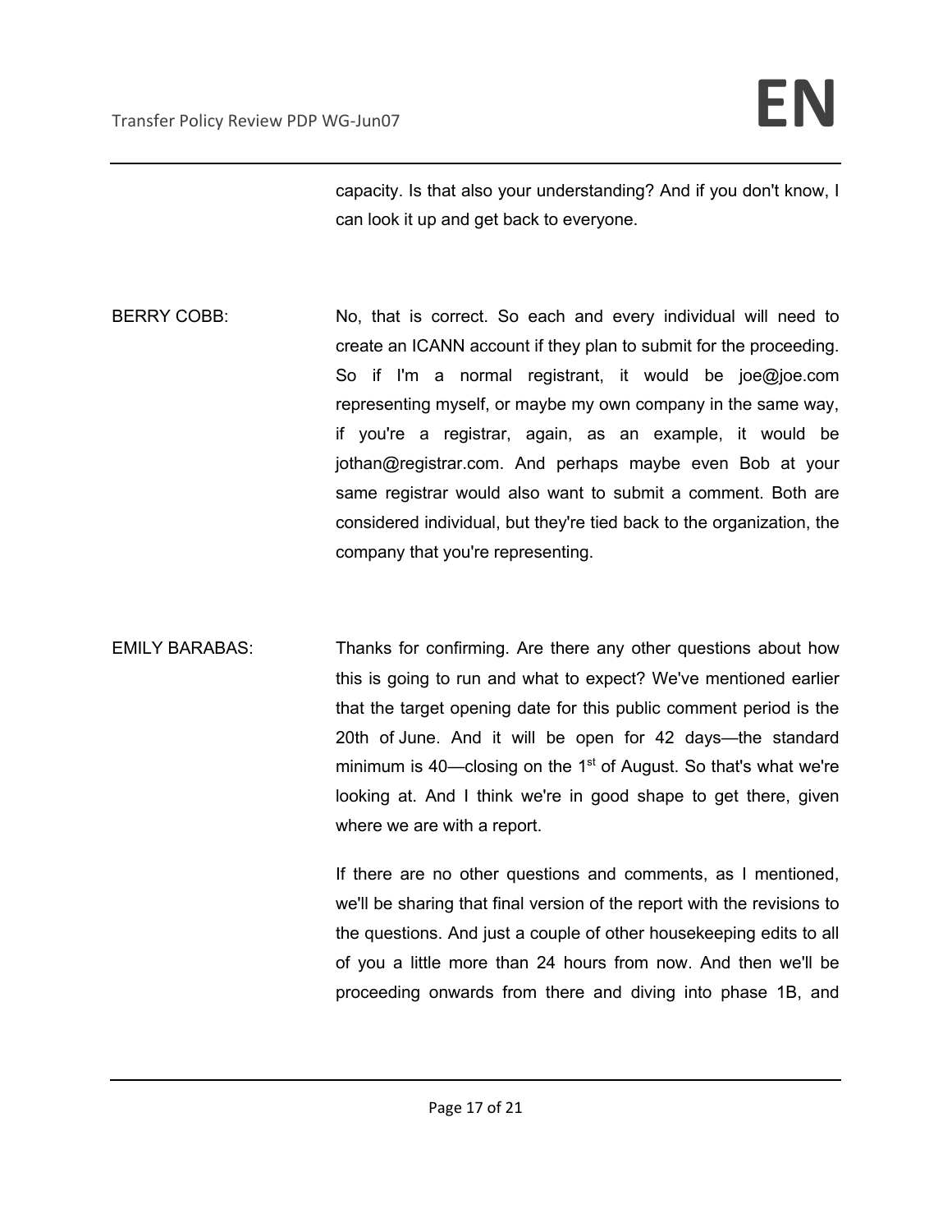capacity. Is that also your understanding? And if you don't know, I can look it up and get back to everyone.

BERRY COBB: No, that is correct. So each and every individual will need to create an ICANN account if they plan to submit for the proceeding. So if I'm a normal registrant, it would be joe@joe.com representing myself, or maybe my own company in the same way, if you're a registrar, again, as an example, it would be jothan@registrar.com. And perhaps maybe even Bob at your same registrar would also want to submit a comment. Both are considered individual, but they're tied back to the organization, the company that you're representing.

EMILY BARABAS: Thanks for confirming. Are there any other questions about how this is going to run and what to expect? We've mentioned earlier that the target opening date for this public comment period is the 20th of June. And it will be open for 42 days—the standard minimum is 40—closing on the 1st of August. So that's what we're looking at. And I think we're in good shape to get there, given where we are with a report.

If there are no other questions and comments, as I mentioned, we'll be sharing that final version of the report with the revisions to the questions. And just a couple of other housekeeping edits to all of you a little more than 24 hours from now. And then we'll be proceeding onwards from there and diving into phase 1B, and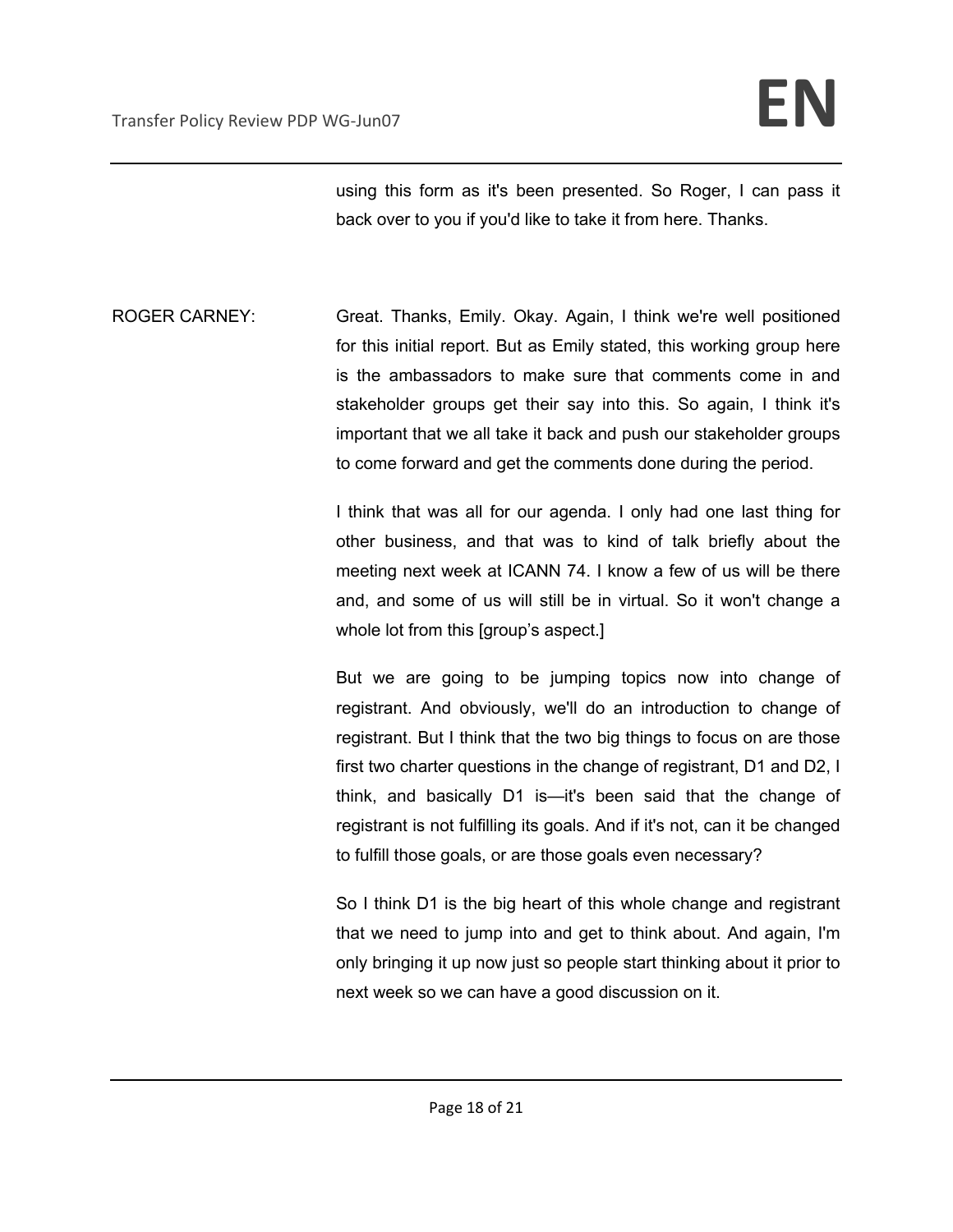using this form as it's been presented. So Roger, I can pass it back over to you if you'd like to take it from here. Thanks.

ROGER CARNEY: Great. Thanks, Emily. Okay. Again, I think we're well positioned for this initial report. But as Emily stated, this working group here is the ambassadors to make sure that comments come in and stakeholder groups get their say into this. So again, I think it's important that we all take it back and push our stakeholder groups to come forward and get the comments done during the period.

I think that was all for our agenda. I only had one last thing for other business, and that was to kind of talk briefly about the meeting next week at ICANN 74. I know a few of us will be there and, and some of us will still be in virtual. So it won't change a whole lot from this [group's aspect.]

But we are going to be jumping topics now into change of registrant. And obviously, we'll do an introduction to change of registrant. But I think that the two big things to focus on are those first two charter questions in the change of registrant, D1 and D2, I think, and basically D1 is—it's been said that the change of registrant is not fulfilling its goals. And if it's not, can it be changed to fulfill those goals, or are those goals even necessary?

So I think D1 is the big heart of this whole change and registrant that we need to jump into and get to think about. And again, I'm only bringing it up now just so people start thinking about it prior to next week so we can have a good discussion on it.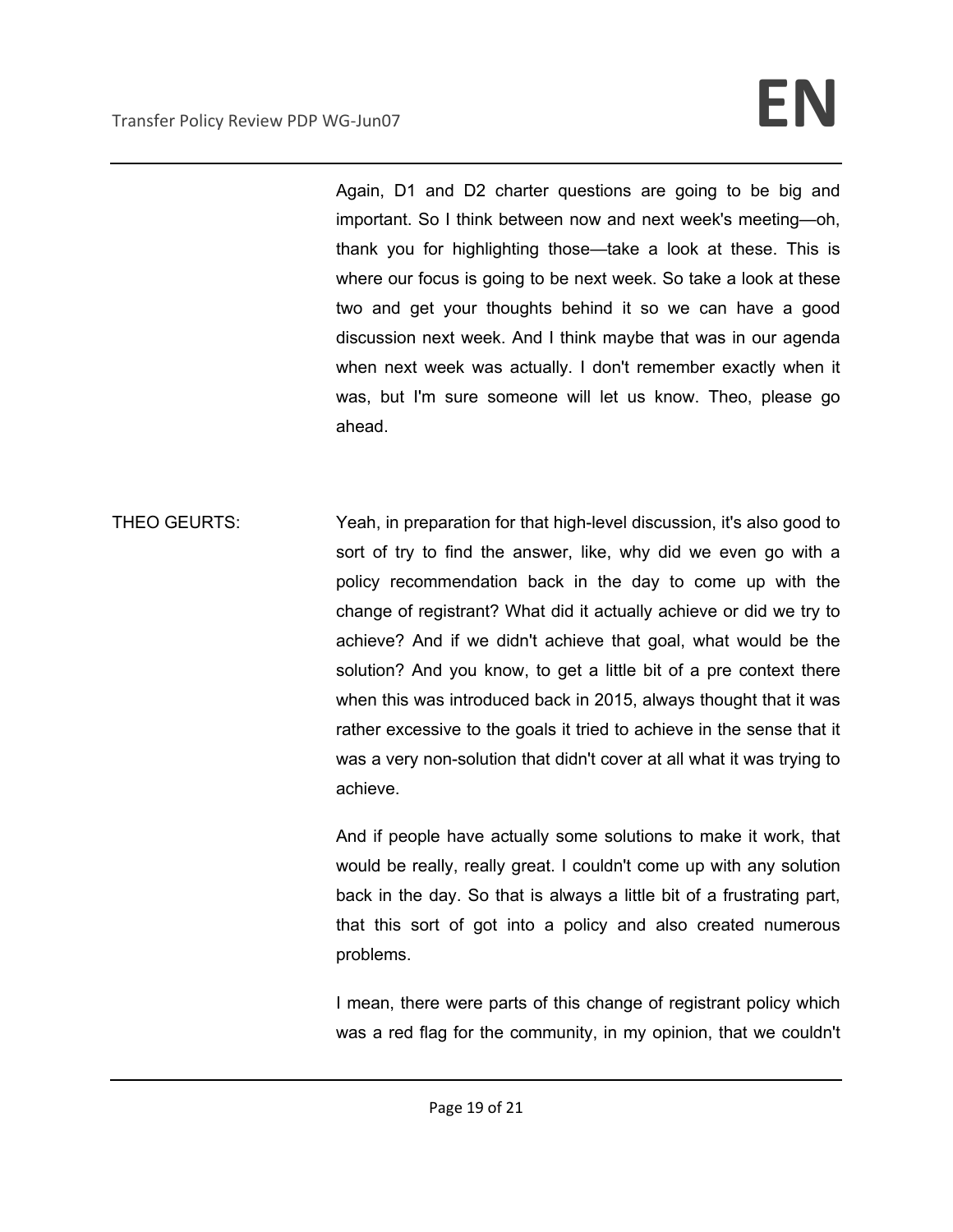Again, D1 and D2 charter questions are going to be big and important. So I think between now and next week's meeting—oh, thank you for highlighting those—take a look at these. This is where our focus is going to be next week. So take a look at these two and get your thoughts behind it so we can have a good discussion next week. And I think maybe that was in our agenda when next week was actually. I don't remember exactly when it was, but I'm sure someone will let us know. Theo, please go ahead.

THEO GEURTS: Yeah, in preparation for that high-level discussion, it's also good to sort of try to find the answer, like, why did we even go with a policy recommendation back in the day to come up with the change of registrant? What did it actually achieve or did we try to achieve? And if we didn't achieve that goal, what would be the solution? And you know, to get a little bit of a pre context there when this was introduced back in 2015, always thought that it was rather excessive to the goals it tried to achieve in the sense that it was a very non-solution that didn't cover at all what it was trying to achieve.

And if people have actually some solutions to make it work, that would be really, really great. I couldn't come up with any solution back in the day. So that is always a little bit of a frustrating part, that this sort of got into a policy and also created numerous problems.

I mean, there were parts of this change of registrant policy which was a red flag for the community, in my opinion, that we couldn't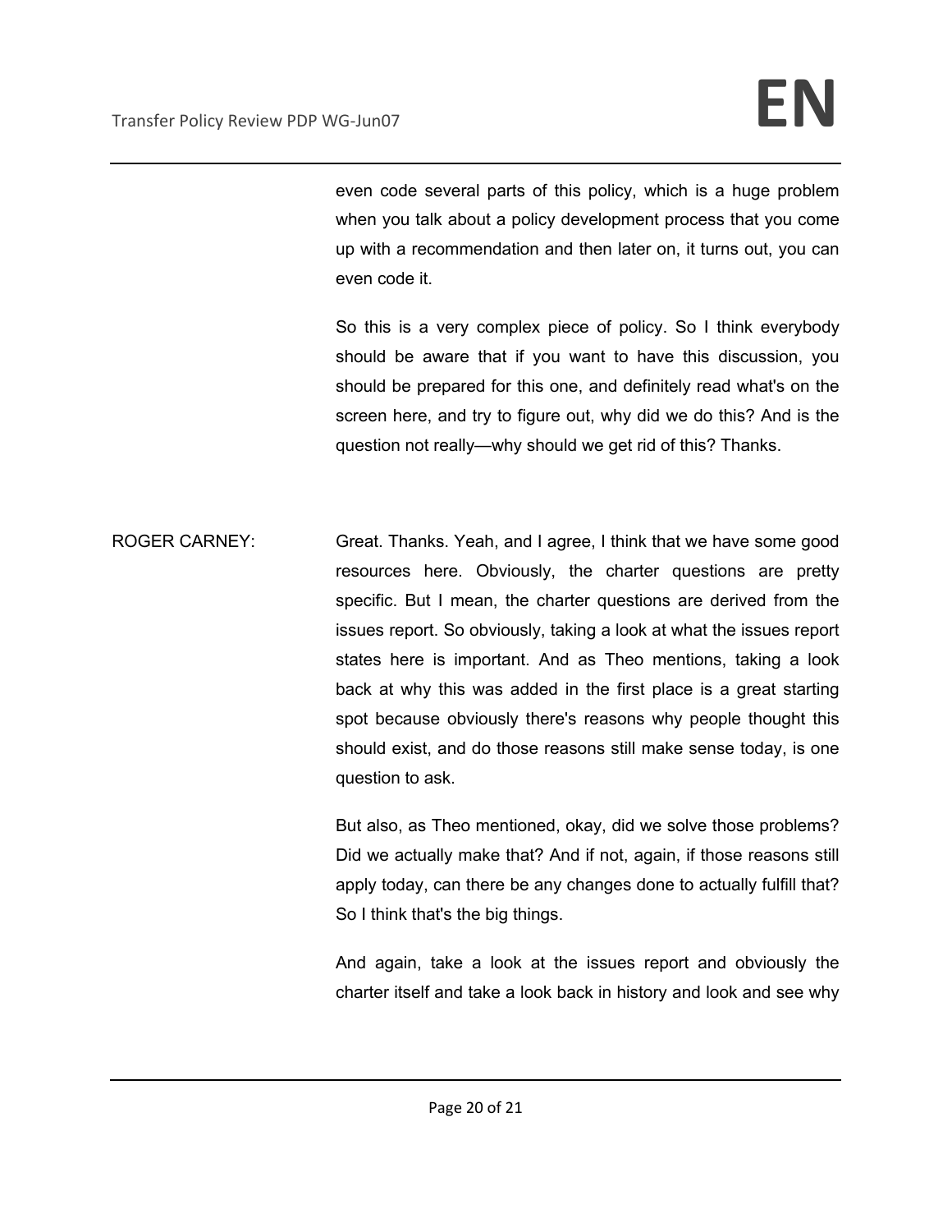even code several parts of this policy, which is a huge problem when you talk about a policy development process that you come up with a recommendation and then later on, it turns out, you can even code it.

So this is a very complex piece of policy. So I think everybody should be aware that if you want to have this discussion, you should be prepared for this one, and definitely read what's on the screen here, and try to figure out, why did we do this? And is the question not really—why should we get rid of this? Thanks.

ROGER CARNEY: Great. Thanks. Yeah, and I agree, I think that we have some good resources here. Obviously, the charter questions are pretty specific. But I mean, the charter questions are derived from the issues report. So obviously, taking a look at what the issues report states here is important. And as Theo mentions, taking a look back at why this was added in the first place is a great starting spot because obviously there's reasons why people thought this should exist, and do those reasons still make sense today, is one question to ask.

But also, as Theo mentioned, okay, did we solve those problems? Did we actually make that? And if not, again, if those reasons still apply today, can there be any changes done to actually fulfill that? So I think that's the big things.

And again, take a look at the issues report and obviously the charter itself and take a look back in history and look and see why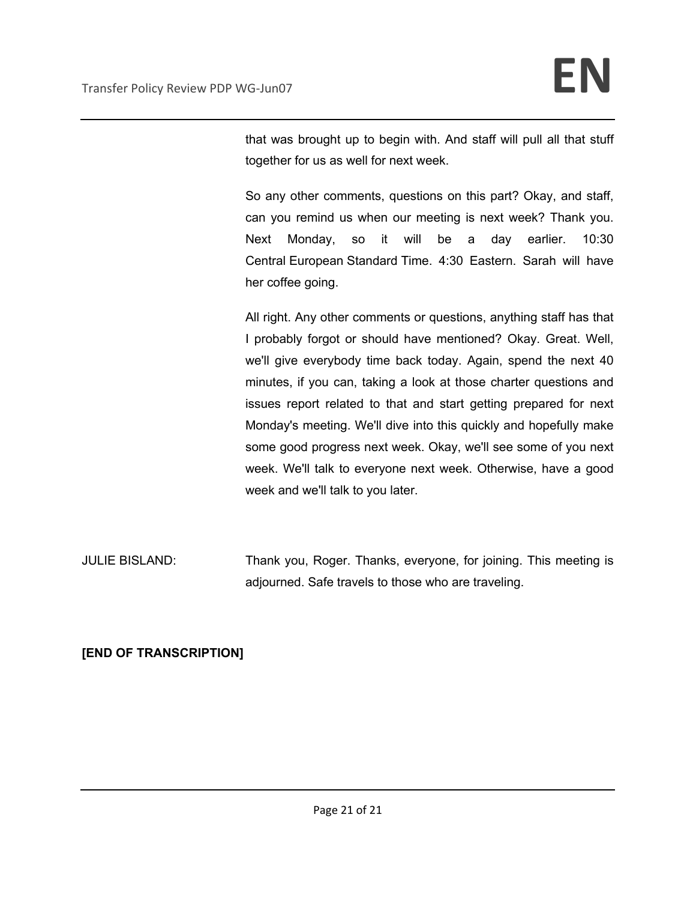that was brought up to begin with. And staff will pull all that stuff together for us as well for next week.

So any other comments, questions on this part? Okay, and staff, can you remind us when our meeting is next week? Thank you. Next Monday, so it will be a day earlier. 10:30 Central European Standard Time. 4:30 Eastern. Sarah will have her coffee going.

All right. Any other comments or questions, anything staff has that I probably forgot or should have mentioned? Okay. Great. Well, we'll give everybody time back today. Again, spend the next 40 minutes, if you can, taking a look at those charter questions and issues report related to that and start getting prepared for next Monday's meeting. We'll dive into this quickly and hopefully make some good progress next week. Okay, we'll see some of you next week. We'll talk to everyone next week. Otherwise, have a good week and we'll talk to you later.

JULIE BISLAND: Thank you, Roger. Thanks, everyone, for joining. This meeting is adjourned. Safe travels to those who are traveling.

**[END OF TRANSCRIPTION]**